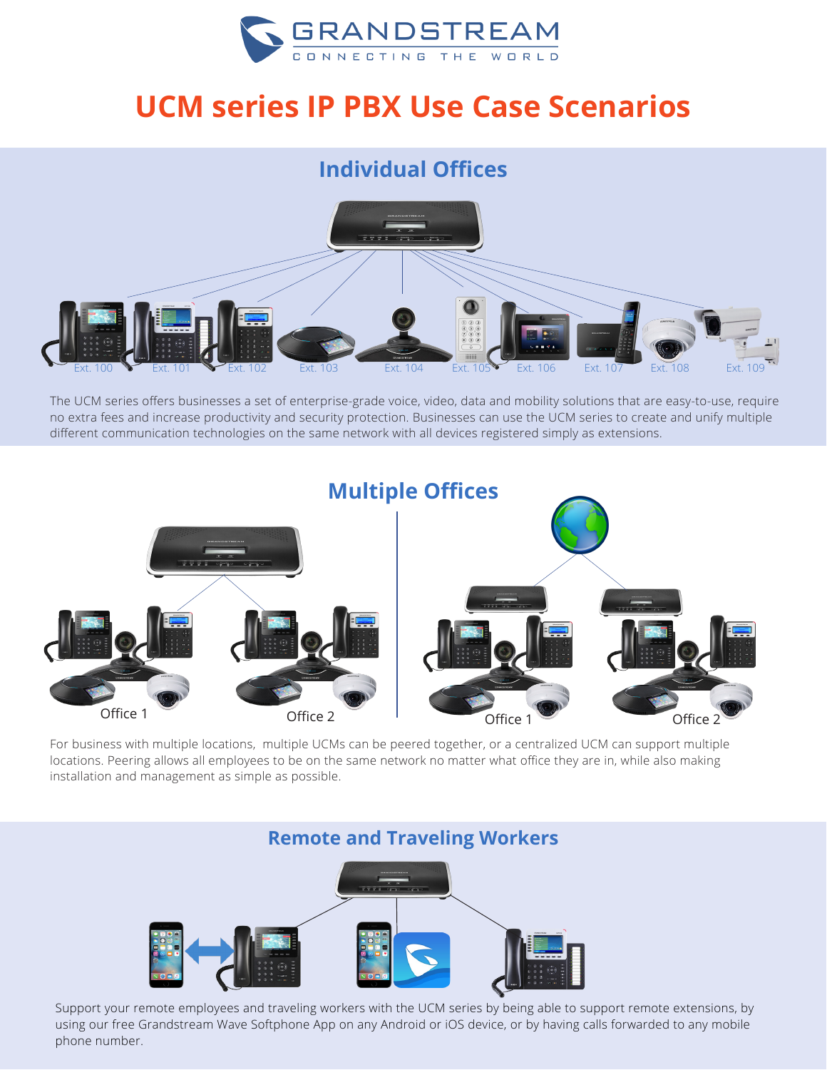GRANDSTREAM

CONNECTING THE WORLD

# UCM series IP PBX Use Case Scenarios

## Individual Offices

Ext. 100 Ext. 101 Ext. 102 Ext. 103 Ext. 104 Ext. 105 Ext. 106 Ext. 107 Ext. 108 Ext. 109

The UCM series offers businesses a set of enterprise-grade voice, video, data and mobility solutions that are easy-to-use, require no extra fees and increase productivity and security protection. Businesses can use the UCM series to create and unify multiple different communication technologies on the same network with all devices registered simply as extensions.

## Multiple Offices

Office 1 Office 2 Office 1 Office 2

For business with multiple locations, multiple UCMs can be peered together, or a centralized UCM can support multiple locations. Peering allows all employees to be on the same network no matter what office they are in, while also making installation and management as simple as possible.

## Remote and Traveling Workers

Support your remote employees and traveling workers with the UCM series by being able to support remote extensions, by using our free Grandstream Wave Softphone App on any Android or iOS device, or by having calls forwarded to any mobile phone number.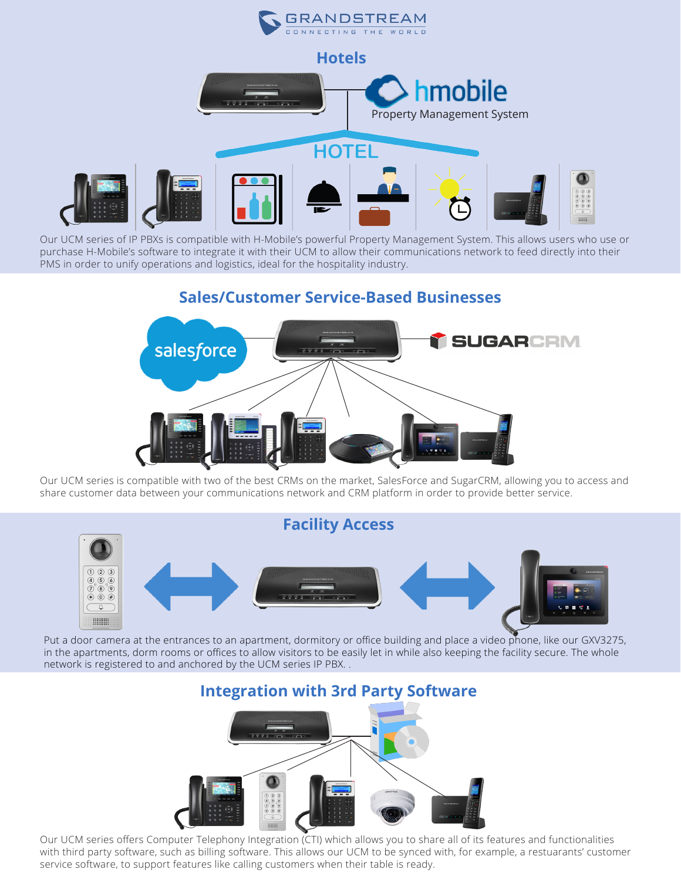GRANDSTREAM

CONNECTING THE WORLD

## Hotels

hmobile

Property Management System

HOTEL

Our UCM series of IP PBXs is compatible with H-Mobile's powerful Property Management System. This allows users who use or purchase H-Mobile's software to integrate it with their UCM to allow their communications network to feed directly into their PMS in order to unify operations and logistics, ideal for the hospitality industry.

## Sales/Customer Service-Based Businesses

salesforce

SUGARCRM

Our UCM series is compatible with two of the best CRMs on the market, SalesForce and SugarCRM, allowing you to access and share customer data between your communications network and CRM platform in order to provide better service.

## Facility Access

Put a door camera at the entrances to an apartment, dormitory or office building and place a video phone, like our GXV3275, in the apartments, dorm rooms or offices to allow visitors to be easily let in while also keeping the facility secure. The whole network is registered to and anchored by the UCM series IP PBX. .

## Integration with 3rd Party Software

Our UCM series offers Computer Telephony Integration (CTI) which allows you to share all of its features and functionalities with third party software, such as billing software. This allows our UCM to be synced with, for example, a restuarants' customer service software, to support features like calling customers when their table is ready.